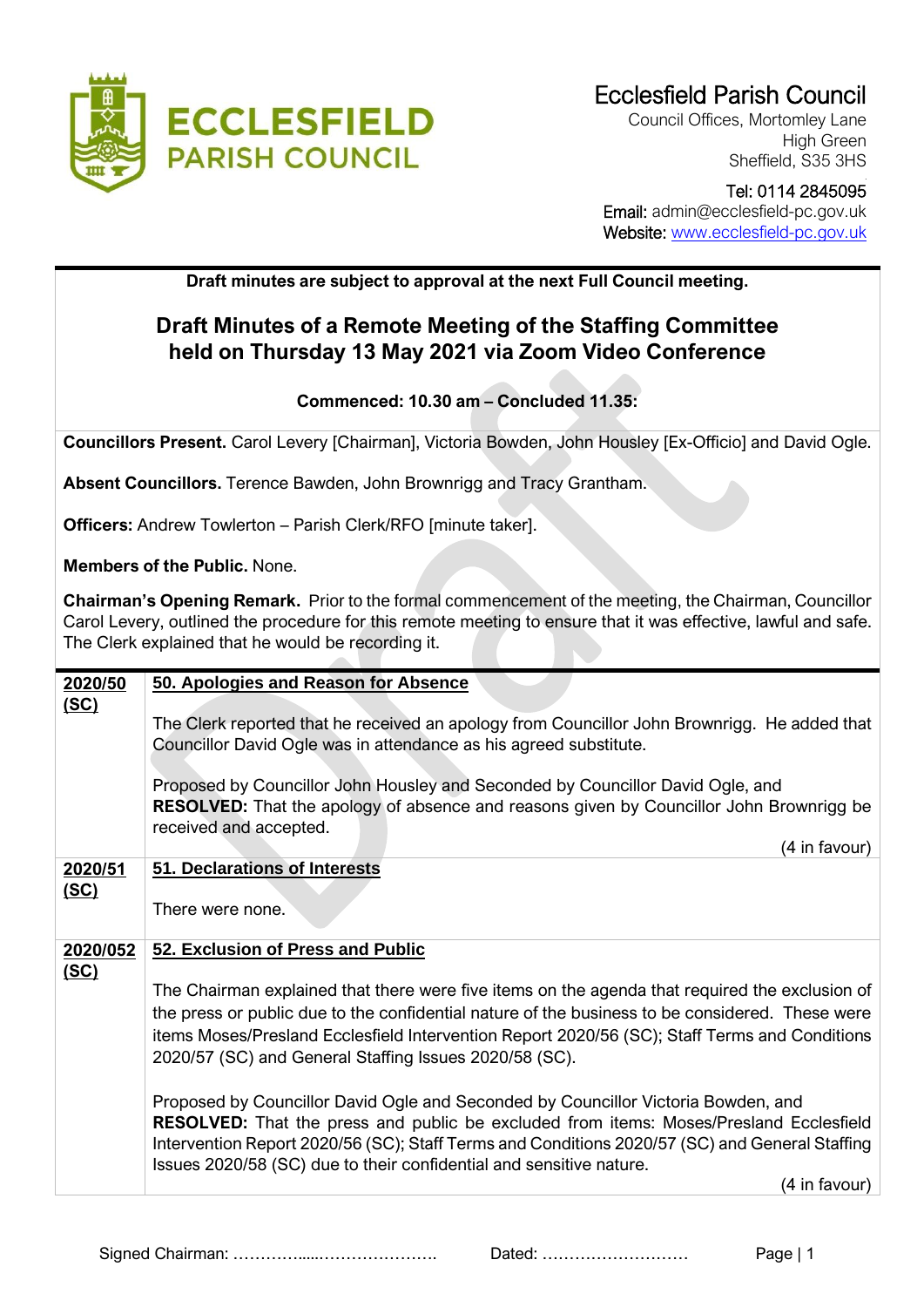# Ecclesfield Parish Council

Council Offices, Mortomley Lane
High Green
Sheffield, S35 3HS

Tel: 0114 2845095
Email: admin@ecclesfield-pc.gov.uk
Website: www.ecclesfield-pc.gov.uk

**Draft minutes are subject to approval at the next Full Council meeting.**

## Draft Minutes of a Remote Meeting of the Staffing Committee held on Thursday 13 May 2021 via Zoom Video Conference

**Commenced: 10.30 am – Concluded 11.35:**

**Councillors Present.** Carol Levery [Chairman], Victoria Bowden, John Housley [Ex-Officio] and David Ogle.

**Absent Councillors.** Terence Bawden, John Brownrigg and Tracy Grantham.

**Officers:** Andrew Towlerton – Parish Clerk/RFO [minute taker].

**Members of the Public.** None.

**Chairman's Opening Remark.** Prior to the formal commencement of the meeting, the Chairman, Councillor Carol Levery, outlined the procedure for this remote meeting to ensure that it was effective, lawful and safe. The Clerk explained that he would be recording it.

| | |
|---|---|
| **2020/50 (SC)** | **50. Apologies and Reason for Absence**<br><br>The Clerk reported that he received an apology from Councillor John Brownrigg. He added that Councillor David Ogle was in attendance as his agreed substitute.<br><br>Proposed by Councillor John Housley and Seconded by Councillor David Ogle, and **RESOLVED:** That the apology of absence and reasons given by Councillor John Brownrigg be received and accepted.<br><br>(4 in favour) |
| **2020/51 (SC)** | **51. Declarations of Interests**<br><br>There were none. |
| **2020/052 (SC)** | **52. Exclusion of Press and Public**<br><br>The Chairman explained that there were five items on the agenda that required the exclusion of the press or public due to the confidential nature of the business to be considered. These were items Moses/Presland Ecclesfield Intervention Report 2020/56 (SC); Staff Terms and Conditions 2020/57 (SC) and General Staffing Issues 2020/58 (SC).<br><br>Proposed by Councillor David Ogle and Seconded by Councillor Victoria Bowden, and **RESOLVED:** That the press and public be excluded from items: Moses/Presland Ecclesfield Intervention Report 2020/56 (SC); Staff Terms and Conditions 2020/57 (SC) and General Staffing Issues 2020/58 (SC) due to their confidential and sensitive nature.<br><br>(4 in favour) |

Signed Chairman: ……………....…………………. Dated: ………………………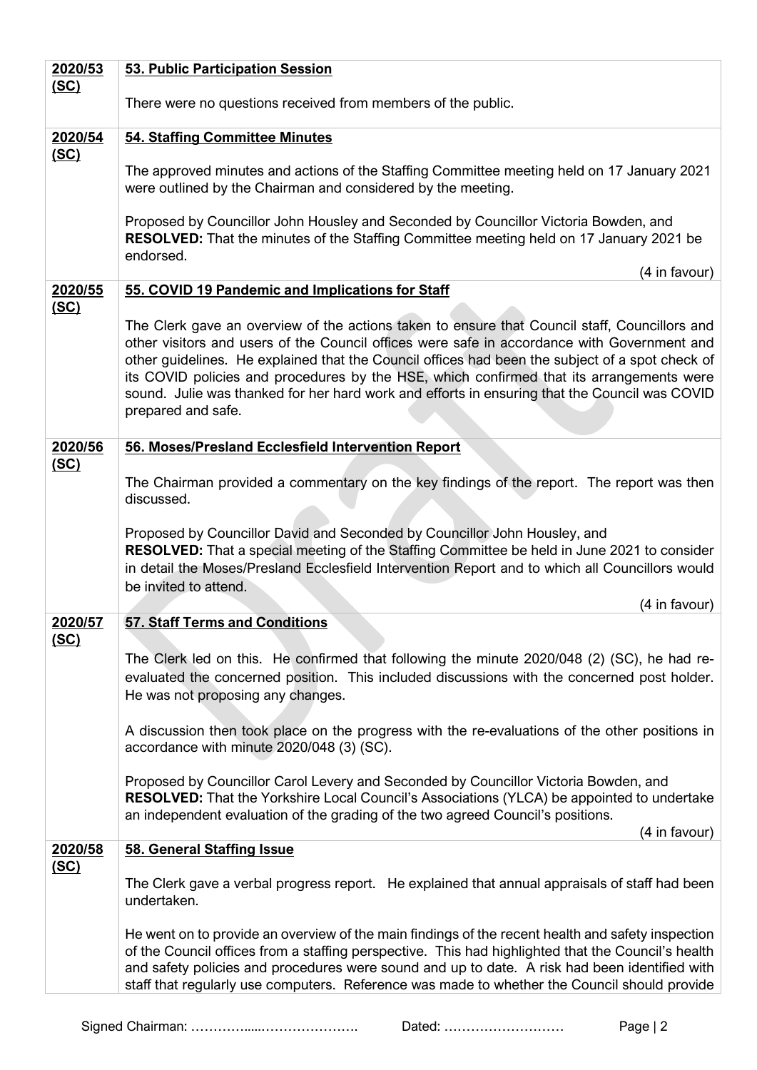| | |
|---|---|
| **2020/53 (SC)** | **53. Public Participation Session**<br><br>There were no questions received from members of the public. |
| **2020/54 (SC)** | **54. Staffing Committee Minutes**<br><br>The approved minutes and actions of the Staffing Committee meeting held on 17 January 2021 were outlined by the Chairman and considered by the meeting.<br><br>Proposed by Councillor John Housley and Seconded by Councillor Victoria Bowden, and **RESOLVED:** That the minutes of the Staffing Committee meeting held on 17 January 2021 be endorsed.<br><br>(4 in favour) |
| **2020/55 (SC)** | **55. COVID 19 Pandemic and Implications for Staff**<br><br>The Clerk gave an overview of the actions taken to ensure that Council staff, Councillors and other visitors and users of the Council offices were safe in accordance with Government and other guidelines. He explained that the Council offices had been the subject of a spot check of its COVID policies and procedures by the HSE, which confirmed that its arrangements were sound. Julie was thanked for her hard work and efforts in ensuring that the Council was COVID prepared and safe. |
| **2020/56 (SC)** | **56. Moses/Presland Ecclesfield Intervention Report**<br><br>The Chairman provided a commentary on the key findings of the report. The report was then discussed.<br><br>Proposed by Councillor David and Seconded by Councillor John Housley, and **RESOLVED:** That a special meeting of the Staffing Committee be held in June 2021 to consider in detail the Moses/Presland Ecclesfield Intervention Report and to which all Councillors would be invited to attend.<br><br>(4 in favour) |
| **2020/57 (SC)** | **57. Staff Terms and Conditions**<br><br>The Clerk led on this. He confirmed that following the minute 2020/048 (2) (SC), he had re-evaluated the concerned position. This included discussions with the concerned post holder. He was not proposing any changes.<br><br>A discussion then took place on the progress with the re-evaluations of the other positions in accordance with minute 2020/048 (3) (SC).<br><br>Proposed by Councillor Carol Levery and Seconded by Councillor Victoria Bowden, and **RESOLVED:** That the Yorkshire Local Council's Associations (YLCA) be appointed to undertake an independent evaluation of the grading of the two agreed Council's positions.<br><br>(4 in favour) |
| **2020/58 (SC)** | **58. General Staffing Issue**<br><br>The Clerk gave a verbal progress report. He explained that annual appraisals of staff had been undertaken.<br><br>He went on to provide an overview of the main findings of the recent health and safety inspection of the Council offices from a staffing perspective. This had highlighted that the Council's health and safety policies and procedures were sound and up to date. A risk had been identified with staff that regularly use computers. Reference was made to whether the Council should provide |

Signed Chairman: ……………....…………………. Dated: ………………………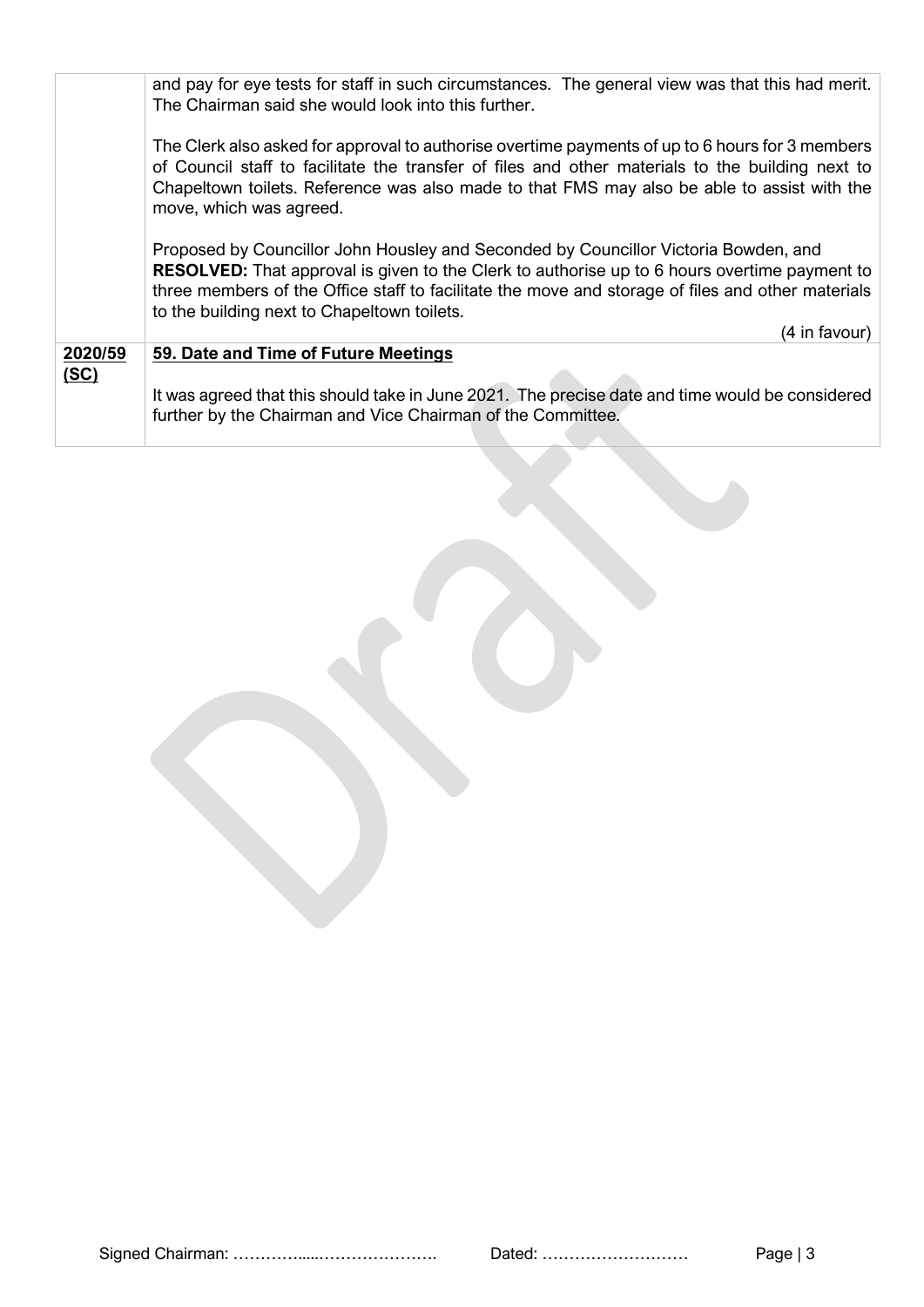| | |
|---|---|
| | and pay for eye tests for staff in such circumstances. The general view was that this had merit. The Chairman said she would look into this further.<br><br>The Clerk also asked for approval to authorise overtime payments of up to 6 hours for 3 members of Council staff to facilitate the transfer of files and other materials to the building next to Chapeltown toilets. Reference was also made to that FMS may also be able to assist with the move, which was agreed.<br><br>Proposed by Councillor John Housley and Seconded by Councillor Victoria Bowden, and **RESOLVED:** That approval is given to the Clerk to authorise up to 6 hours overtime payment to three members of the Office staff to facilitate the move and storage of files and other materials to the building next to Chapeltown toilets.<br><br>(4 in favour) |
| **2020/59 (SC)** | **59. Date and Time of Future Meetings**<br><br>It was agreed that this should take in June 2021. The precise date and time would be considered further by the Chairman and Vice Chairman of the Committee. |

Signed Chairman: ……………....…………………. Dated: ………………………